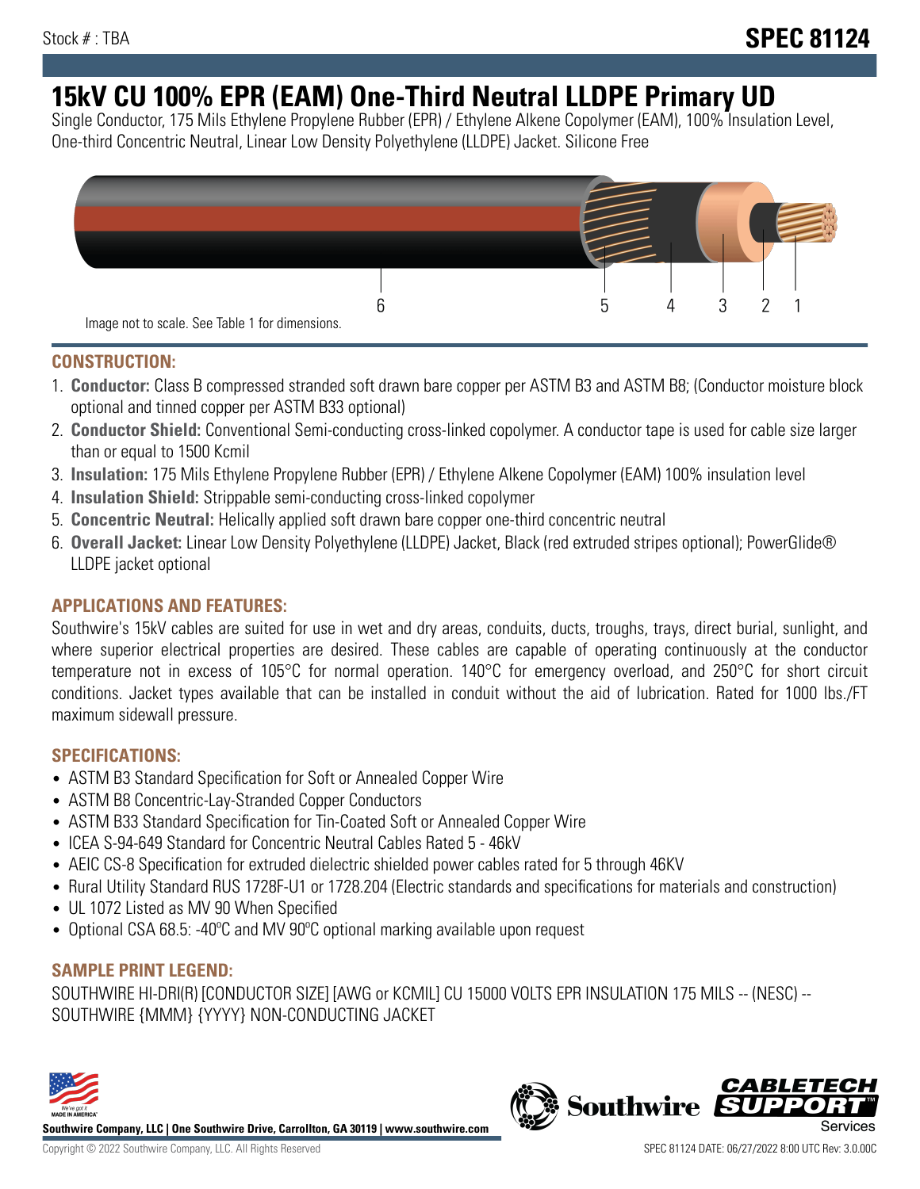Stock # : TBA

# SPEC 81124

# 15kV CU 100% EPR (EAM) One-Third Neutral LLDPE Primary UD

Single Conductor, 175 Mils Ethylene Propylene Rubber (EPR) / Ethylene Alkene Copolymer (EAM), 100% Insulation Level, One-third Concentric Neutral, Linear Low Density Polyethylene (LLDPE) Jacket. Silicone Free

6 5 4 3 2 1

Image not to scale. See Table 1 for dimensions.

## CONSTRUCTION:

1. **Conductor:** Class B compressed stranded soft drawn bare copper per ASTM B3 and ASTM B8; (Conductor moisture block optional and tinned copper per ASTM B33 optional)
2. **Conductor Shield:** Conventional Semi-conducting cross-linked copolymer. A conductor tape is used for cable size larger than or equal to 1500 Kcmil
3. **Insulation:** 175 Mils Ethylene Propylene Rubber (EPR) / Ethylene Alkene Copolymer (EAM) 100% insulation level
4. **Insulation Shield:** Strippable semi-conducting cross-linked copolymer
5. **Concentric Neutral:** Helically applied soft drawn bare copper one-third concentric neutral
6. **Overall Jacket:** Linear Low Density Polyethylene (LLDPE) Jacket, Black (red extruded stripes optional); PowerGlide® LLDPE jacket optional

## APPLICATIONS AND FEATURES:

Southwire's 15kV cables are suited for use in wet and dry areas, conduits, ducts, troughs, trays, direct burial, sunlight, and where superior electrical properties are desired. These cables are capable of operating continuously at the conductor temperature not in excess of 105°C for normal operation. 140°C for emergency overload, and 250°C for short circuit conditions. Jacket types available that can be installed in conduit without the aid of lubrication. Rated for 1000 lbs./FT maximum sidewall pressure.

## SPECIFICATIONS:

- ASTM B3 Standard Specification for Soft or Annealed Copper Wire
- ASTM B8 Concentric-Lay-Stranded Copper Conductors
- ASTM B33 Standard Specification for Tin-Coated Soft or Annealed Copper Wire
- ICEA S-94-649 Standard for Concentric Neutral Cables Rated 5 - 46kV
- AEIC CS-8 Specification for extruded dielectric shielded power cables rated for 5 through 46KV
- Rural Utility Standard RUS 1728F-U1 or 1728.204 (Electric standards and specifications for materials and construction)
- UL 1072 Listed as MV 90 When Specified
- Optional CSA 68.5: -40ºC and MV 90ºC optional marking available upon request

## SAMPLE PRINT LEGEND:

SOUTHWIRE HI-DRI(R) [CONDUCTOR SIZE] [AWG or KCMIL] CU 15000 VOLTS EPR INSULATION 175 MILS -- (NESC) -- SOUTHWIRE {MMM} {YYYY} NON-CONDUCTING JACKET

**Southwire Company, LLC | One Southwire Drive, Carrollton, GA 30119 | www.southwire.com**

Copyright © 2022 Southwire Company, LLC. All Rights Reserved

SPEC 81124 DATE: 06/27/2022 8:00 UTC Rev: 3.0.00C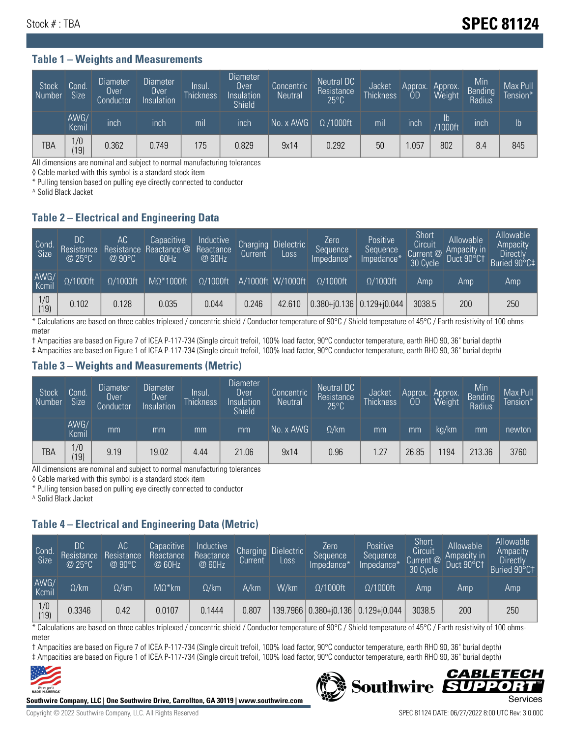Stock # : TBA

# SPEC 81124

## Table 1 – Weights and Measurements

| Stock Number | Cond. Size | Diameter Over Conductor | Diameter Over Insulation | Insul. Thickness | Diameter Over Insulation Shield | Concentric Neutral | Neutral DC Resistance 25°C | Jacket Thickness | Approx. OD | Approx. Weight | Min Bending Radius | Max Pull Tension* |
|---|---|---|---|---|---|---|---|---|---|---|---|---|
| | AWG/ Kcmil | inch | inch | mil | inch | No. x AWG | Ω /1000ft | mil | inch | lb /1000ft | inch | lb |
| TBA | 1/0 (19) | 0.362 | 0.749 | 175 | 0.829 | 9x14 | 0.292 | 50 | 1.057 | 802 | 8.4 | 845 |

All dimensions are nominal and subject to normal manufacturing tolerances
◊ Cable marked with this symbol is a standard stock item
* Pulling tension based on pulling eye directly connected to conductor
^ Solid Black Jacket

## Table 2 – Electrical and Engineering Data

| Cond. Size | DC Resistance @ 25°C | AC Resistance @ 90°C | Capacitive Reactance @ 60Hz | Inductive Reactance @ 60Hz | Charging Current | Dielectric Loss | Zero Sequence Impedance* | Positive Sequence Impedance* | Short Circuit Current @ 30 Cycle | Allowable Ampacity in Duct 90°C† | Allowable Ampacity Directly Buried 90°C‡ |
|---|---|---|---|---|---|---|---|---|---|---|---|
| AWG/ Kcmil | Ω/1000ft | Ω/1000ft | MΩ*1000ft | Ω/1000ft | A/1000ft | W/1000ft | Ω/1000ft | Ω/1000ft | Amp | Amp | Amp |
| 1/0 (19) | 0.102 | 0.128 | 0.035 | 0.044 | 0.246 | 42.610 | 0.380+j0.136 | 0.129+j0.044 | 3038.5 | 200 | 250 |

* Calculations are based on three cables triplexed / concentric shield / Conductor temperature of 90°C / Shield temperature of 45°C / Earth resistivity of 100 ohms-meter
† Ampacities are based on Figure 7 of ICEA P-117-734 (Single circuit trefoil, 100% load factor, 90°C conductor temperature, earth RHO 90, 36" burial depth)
‡ Ampacities are based on Figure 1 of ICEA P-117-734 (Single circuit trefoil, 100% load factor, 90°C conductor temperature, earth RHO 90, 36" burial depth)

## Table 3 – Weights and Measurements (Metric)

| Stock Number | Cond. Size | Diameter Over Conductor | Diameter Over Insulation | Insul. Thickness | Diameter Over Insulation Shield | Concentric Neutral | Neutral DC Resistance 25°C | Jacket Thickness | Approx. OD | Approx. Weight | Min Bending Radius | Max Pull Tension* |
|---|---|---|---|---|---|---|---|---|---|---|---|---|
| | AWG/ Kcmil | mm | mm | mm | mm | No. x AWG | Ω/km | mm | mm | kg/km | mm | newton |
| TBA | 1/0 (19) | 9.19 | 19.02 | 4.44 | 21.06 | 9x14 | 0.96 | 1.27 | 26.85 | 1194 | 213.36 | 3760 |

All dimensions are nominal and subject to normal manufacturing tolerances
◊ Cable marked with this symbol is a standard stock item
* Pulling tension based on pulling eye directly connected to conductor
^ Solid Black Jacket

## Table 4 – Electrical and Engineering Data (Metric)

| Cond. Size | DC Resistance @ 25°C | AC Resistance @ 90°C | Capacitive Reactance @ 60Hz | Inductive Reactance @ 60Hz | Charging Current | Dielectric Loss | Zero Sequence Impedance* | Positive Sequence Impedance* | Short Circuit Current @ 30 Cycle | Allowable Ampacity in Duct 90°C† | Allowable Ampacity Directly Buried 90°C‡ |
|---|---|---|---|---|---|---|---|---|---|---|---|
| AWG/ Kcmil | Ω/km | Ω/km | MΩ*km | Ω/km | A/km | W/km | Ω/1000ft | Ω/1000ft | Amp | Amp | Amp |
| 1/0 (19) | 0.3346 | 0.42 | 0.0107 | 0.1444 | 0.807 | 139.7966 | 0.380+j0.136 | 0.129+j0.044 | 3038.5 | 200 | 250 |

* Calculations are based on three cables triplexed / concentric shield / Conductor temperature of 90°C / Shield temperature of 45°C / Earth resistivity of 100 ohms-meter
† Ampacities are based on Figure 7 of ICEA P-117-734 (Single circuit trefoil, 100% load factor, 90°C conductor temperature, earth RHO 90, 36" burial depth)
‡ Ampacities are based on Figure 1 of ICEA P-117-734 (Single circuit trefoil, 100% load factor, 90°C conductor temperature, earth RHO 90, 36" burial depth)

Southwire Company, LLC | One Southwire Drive, Carrollton, GA 30119 | www.southwire.com

Copyright © 2022 Southwire Company, LLC. All Rights Reserved

SPEC 81124 DATE: 06/27/2022 8:00 UTC Rev: 3.0.00C